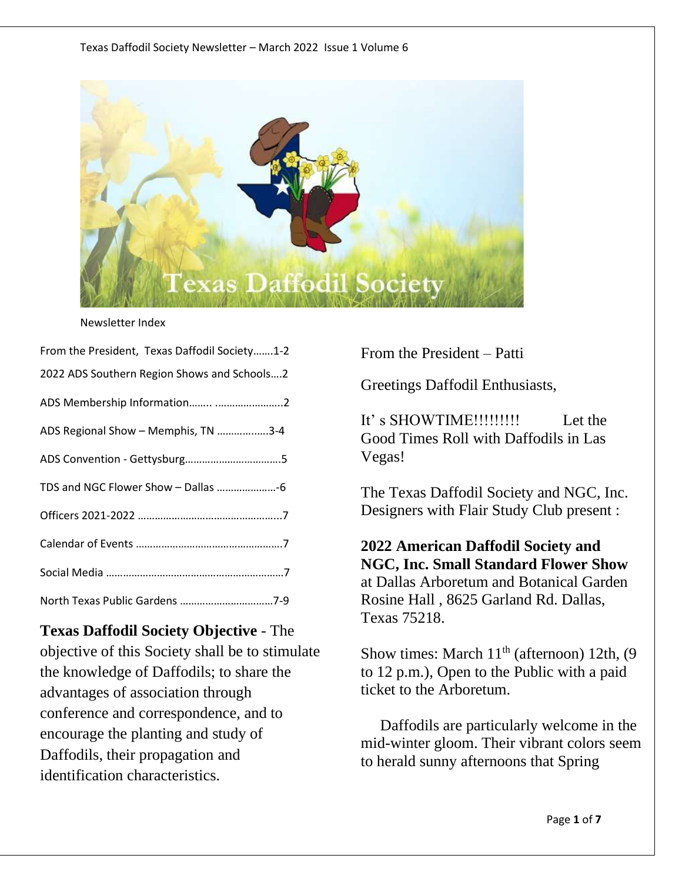Texas Daffodil Society Newsletter – March 2022 Issue 1 Volume 6

Texas Daffodil Society

Newsletter Index

From the President, Texas Daffodil Society…….1-2
2022 ADS Southern Region Shows and Schools….2
ADS Membership Information…….. …………………..2
ADS Regional Show – Memphis, TN ……………..3-4
ADS Convention - Gettysburg…………………………….5
TDS and NGC Flower Show – Dallas ………………..-6
Officers 2021-2022 ……………………………………………..7
Calendar of Events ……………………………………………..7
Social Media ………………………………………………………7
North Texas Public Gardens …………………………….7-9

**Texas Daffodil Society Objective** - The objective of this Society shall be to stimulate the knowledge of Daffodils; to share the advantages of association through conference and correspondence, and to encourage the planting and study of Daffodils, their propagation and identification characteristics.

From the President – Patti

Greetings Daffodil Enthusiasts,

It' s SHOWTIME!!!!!!!!! Let the Good Times Roll with Daffodils in Las Vegas!

The Texas Daffodil Society and NGC, Inc. Designers with Flair Study Club present :

**2022 American Daffodil Society and NGC, Inc. Small Standard Flower Show** at Dallas Arboretum and Botanical Garden Rosine Hall , 8625 Garland Rd. Dallas, Texas 75218.

Show times: March 11th (afternoon) 12th, (9 to 12 p.m.), Open to the Public with a paid ticket to the Arboretum.

Daffodils are particularly welcome in the mid-winter gloom. Their vibrant colors seem to herald sunny afternoons that Spring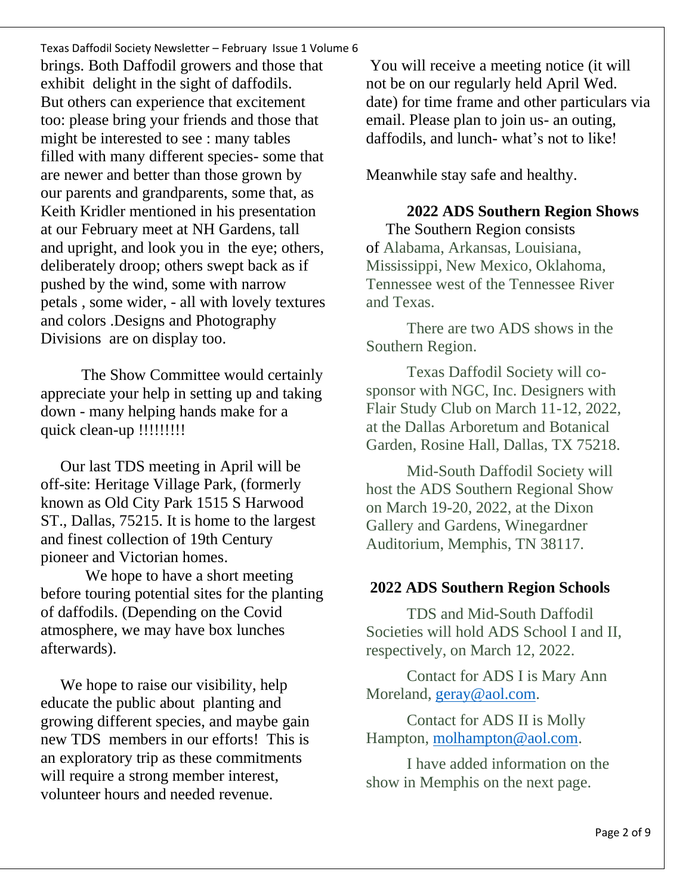brings. Both Daffodil growers and those that exhibit delight in the sight of daffodils. But others can experience that excitement too: please bring your friends and those that might be interested to see : many tables filled with many different species- some that are newer and better than those grown by our parents and grandparents, some that, as Keith Kridler mentioned in his presentation at our February meet at NH Gardens, tall and upright, and look you in the eye; others, deliberately droop; others swept back as if pushed by the wind, some with narrow petals , some wider, - all with lovely textures and colors .Designs and Photography Divisions are on display too.

The Show Committee would certainly appreciate your help in setting up and taking down - many helping hands make for a quick clean-up !!!!!!!!!

Our last TDS meeting in April will be off-site: Heritage Village Park, (formerly known as Old City Park 1515 S Harwood ST., Dallas, 75215. It is home to the largest and finest collection of 19th Century pioneer and Victorian homes.

We hope to have a short meeting before touring potential sites for the planting of daffodils. (Depending on the Covid atmosphere, we may have box lunches afterwards).

We hope to raise our visibility, help educate the public about planting and growing different species, and maybe gain new TDS members in our efforts! This is an exploratory trip as these commitments will require a strong member interest, volunteer hours and needed revenue.

You will receive a meeting notice (it will not be on our regularly held April Wed. date) for time frame and other particulars via email. Please plan to join us- an outing, daffodils, and lunch- what's not to like!

Meanwhile stay safe and healthy.

## 2022 ADS Southern Region Shows

The Southern Region consists of Alabama, Arkansas, Louisiana, Mississippi, New Mexico, Oklahoma, Tennessee west of the Tennessee River and Texas.

There are two ADS shows in the Southern Region.

Texas Daffodil Society will co-sponsor with NGC, Inc. Designers with Flair Study Club on March 11-12, 2022, at the Dallas Arboretum and Botanical Garden, Rosine Hall, Dallas, TX 75218.

Mid-South Daffodil Society will host the ADS Southern Regional Show on March 19-20, 2022, at the Dixon Gallery and Gardens, Winegardner Auditorium, Memphis, TN 38117.

## 2022 ADS Southern Region Schools

TDS and Mid-South Daffodil Societies will hold ADS School I and II, respectively, on March 12, 2022.

Contact for ADS I is Mary Ann Moreland, geray@aol.com.

Contact for ADS II is Molly Hampton, molhampton@aol.com.

I have added information on the show in Memphis on the next page.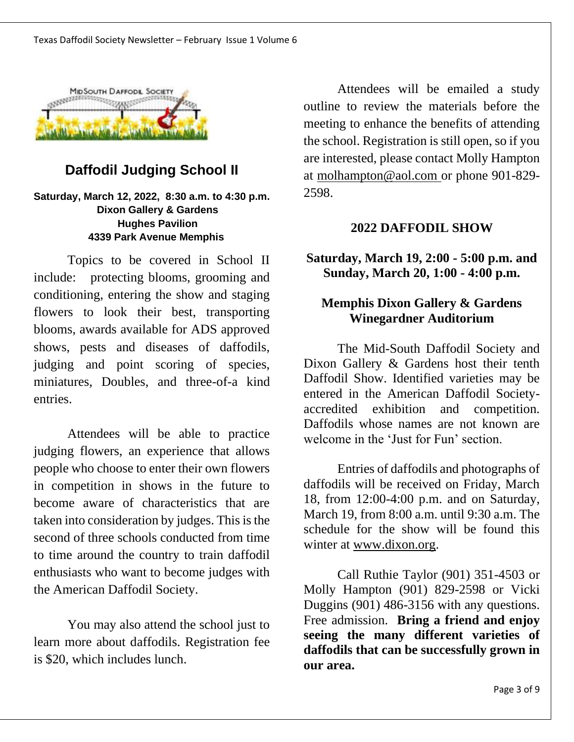## Daffodil Judging School II

**Saturday, March 12, 2022, 8:30 a.m. to 4:30 p.m.**
**Dixon Gallery & Gardens**
**Hughes Pavilion**
**4339 Park Avenue Memphis**

Topics to be covered in School II include: protecting blooms, grooming and conditioning, entering the show and staging flowers to look their best, transporting blooms, awards available for ADS approved shows, pests and diseases of daffodils, judging and point scoring of species, miniatures, Doubles, and three-of-a kind entries.

Attendees will be able to practice judging flowers, an experience that allows people who choose to enter their own flowers in competition in shows in the future to become aware of characteristics that are taken into consideration by judges. This is the second of three schools conducted from time to time around the country to train daffodil enthusiasts who want to become judges with the American Daffodil Society.

You may also attend the school just to learn more about daffodils. Registration fee is $20, which includes lunch.

Attendees will be emailed a study outline to review the materials before the meeting to enhance the benefits of attending the school. Registration is still open, so if you are interested, please contact Molly Hampton at molhampton@aol.com or phone 901-829-2598.

## 2022 DAFFODIL SHOW

**Saturday, March 19, 2:00 - 5:00 p.m. and Sunday, March 20, 1:00 - 4:00 p.m.**

**Memphis Dixon Gallery & Gardens**
**Winegardner Auditorium**

The Mid-South Daffodil Society and Dixon Gallery & Gardens host their tenth Daffodil Show. Identified varieties may be entered in the American Daffodil Society-accredited exhibition and competition. Daffodils whose names are not known are welcome in the 'Just for Fun' section.

Entries of daffodils and photographs of daffodils will be received on Friday, March 18, from 12:00-4:00 p.m. and on Saturday, March 19, from 8:00 a.m. until 9:30 a.m. The schedule for the show will be found this winter at www.dixon.org.

Call Ruthie Taylor (901) 351-4503 or Molly Hampton (901) 829-2598 or Vicki Duggins (901) 486-3156 with any questions. Free admission. **Bring a friend and enjoy seeing the many different varieties of daffodils that can be successfully grown in our area.**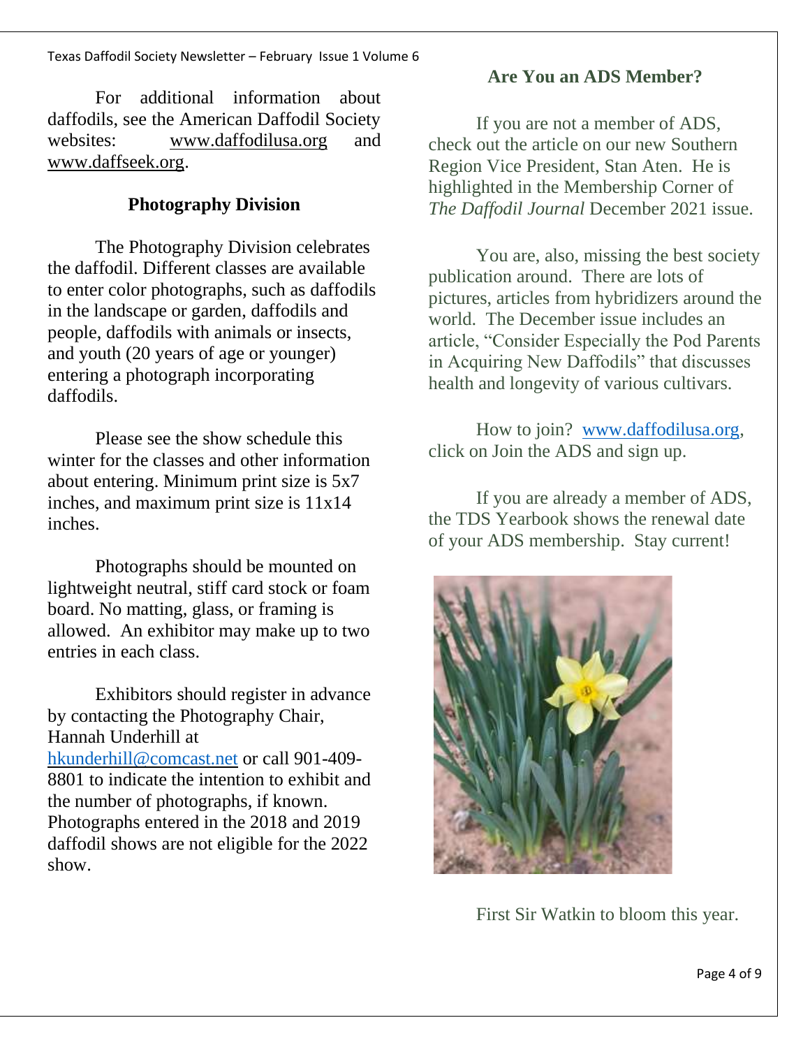For additional information about daffodils, see the American Daffodil Society websites: www.daffodilusa.org and www.daffseek.org.

## Photography Division

The Photography Division celebrates the daffodil. Different classes are available to enter color photographs, such as daffodils in the landscape or garden, daffodils and people, daffodils with animals or insects, and youth (20 years of age or younger) entering a photograph incorporating daffodils.

Please see the show schedule this winter for the classes and other information about entering. Minimum print size is 5x7 inches, and maximum print size is 11x14 inches.

Photographs should be mounted on lightweight neutral, stiff card stock or foam board. No matting, glass, or framing is allowed. An exhibitor may make up to two entries in each class.

Exhibitors should register in advance by contacting the Photography Chair, Hannah Underhill at hkunderhill@comcast.net or call 901-409-8801 to indicate the intention to exhibit and the number of photographs, if known. Photographs entered in the 2018 and 2019 daffodil shows are not eligible for the 2022 show.

## Are You an ADS Member?

If you are not a member of ADS, check out the article on our new Southern Region Vice President, Stan Aten. He is highlighted in the Membership Corner of *The Daffodil Journal* December 2021 issue.

You are, also, missing the best society publication around. There are lots of pictures, articles from hybridizers around the world. The December issue includes an article, "Consider Especially the Pod Parents in Acquiring New Daffodils" that discusses health and longevity of various cultivars.

How to join? www.daffodilusa.org, click on Join the ADS and sign up.

If you are already a member of ADS, the TDS Yearbook shows the renewal date of your ADS membership. Stay current!

First Sir Watkin to bloom this year.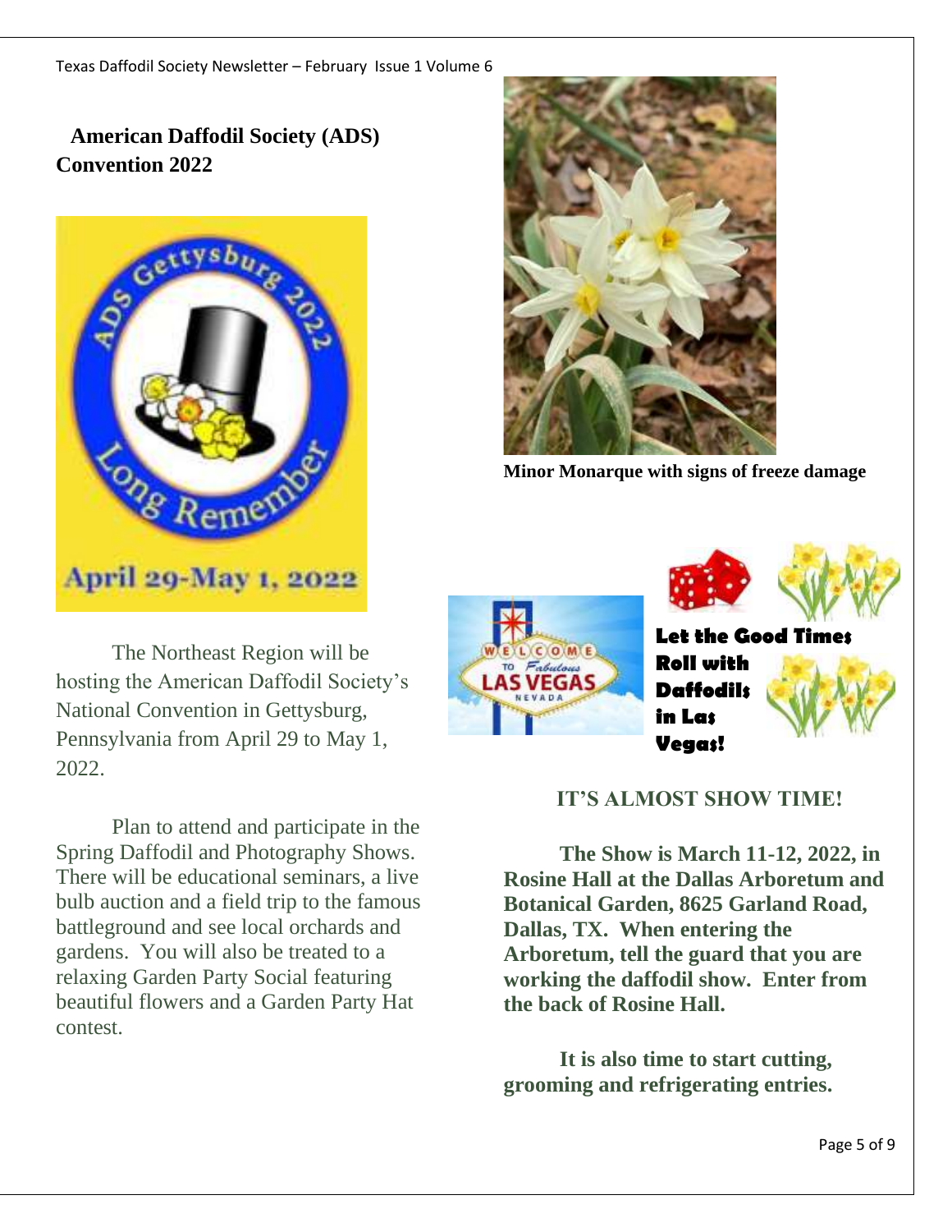## American Daffodil Society (ADS) Convention 2022

The Northeast Region will be hosting the American Daffodil Society's National Convention in Gettysburg, Pennsylvania from April 29 to May 1, 2022.

Plan to attend and participate in the Spring Daffodil and Photography Shows. There will be educational seminars, a live bulb auction and a field trip to the famous battleground and see local orchards and gardens. You will also be treated to a relaxing Garden Party Social featuring beautiful flowers and a Garden Party Hat contest.

**Minor Monarque with signs of freeze damage**

**Let the Good Times Roll with Daffodils in Las Vegas!**

## IT'S ALMOST SHOW TIME!

**The Show is March 11-12, 2022, in Rosine Hall at the Dallas Arboretum and Botanical Garden, 8625 Garland Road, Dallas, TX. When entering the Arboretum, tell the guard that you are working the daffodil show. Enter from the back of Rosine Hall.**

**It is also time to start cutting, grooming and refrigerating entries.**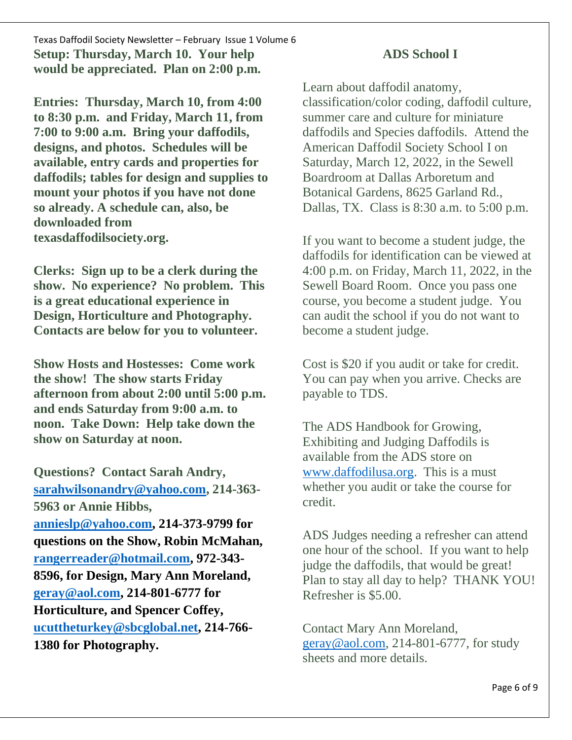**Setup: Thursday, March 10. Your help would be appreciated. Plan on 2:00 p.m.**

**Entries: Thursday, March 10, from 4:00 to 8:30 p.m. and Friday, March 11, from 7:00 to 9:00 a.m. Bring your daffodils, designs, and photos. Schedules will be available, entry cards and properties for daffodils; tables for design and supplies to mount your photos if you have not done so already. A schedule can, also, be downloaded from texasdaffodilsociety.org.**

**Clerks: Sign up to be a clerk during the show. No experience? No problem. This is a great educational experience in Design, Horticulture and Photography. Contacts are below for you to volunteer.**

**Show Hosts and Hostesses: Come work the show! The show starts Friday afternoon from about 2:00 until 5:00 p.m. and ends Saturday from 9:00 a.m. to noon. Take Down: Help take down the show on Saturday at noon.**

**Questions? Contact Sarah Andry, sarahwilsonandry@yahoo.com, 214-363-5963 or Annie Hibbs, annieslp@yahoo.com, 214-373-9799 for questions on the Show, Robin McMahan, rangerreader@hotmail.com, 972-343-8596, for Design, Mary Ann Moreland, geray@aol.com, 214-801-6777 for Horticulture, and Spencer Coffey, ucuttheturkey@sbcglobal.net, 214-766-1380 for Photography.**

## ADS School I

Learn about daffodil anatomy, classification/color coding, daffodil culture, summer care and culture for miniature daffodils and Species daffodils. Attend the American Daffodil Society School I on Saturday, March 12, 2022, in the Sewell Boardroom at Dallas Arboretum and Botanical Gardens, 8625 Garland Rd., Dallas, TX. Class is 8:30 a.m. to 5:00 p.m.

If you want to become a student judge, the daffodils for identification can be viewed at 4:00 p.m. on Friday, March 11, 2022, in the Sewell Board Room. Once you pass one course, you become a student judge. You can audit the school if you do not want to become a student judge.

Cost is $20 if you audit or take for credit. You can pay when you arrive. Checks are payable to TDS.

The ADS Handbook for Growing, Exhibiting and Judging Daffodils is available from the ADS store on www.daffodilusa.org. This is a must whether you audit or take the course for credit.

ADS Judges needing a refresher can attend one hour of the school. If you want to help judge the daffodils, that would be great! Plan to stay all day to help? THANK YOU! Refresher is $5.00.

Contact Mary Ann Moreland, geray@aol.com, 214-801-6777, for study sheets and more details.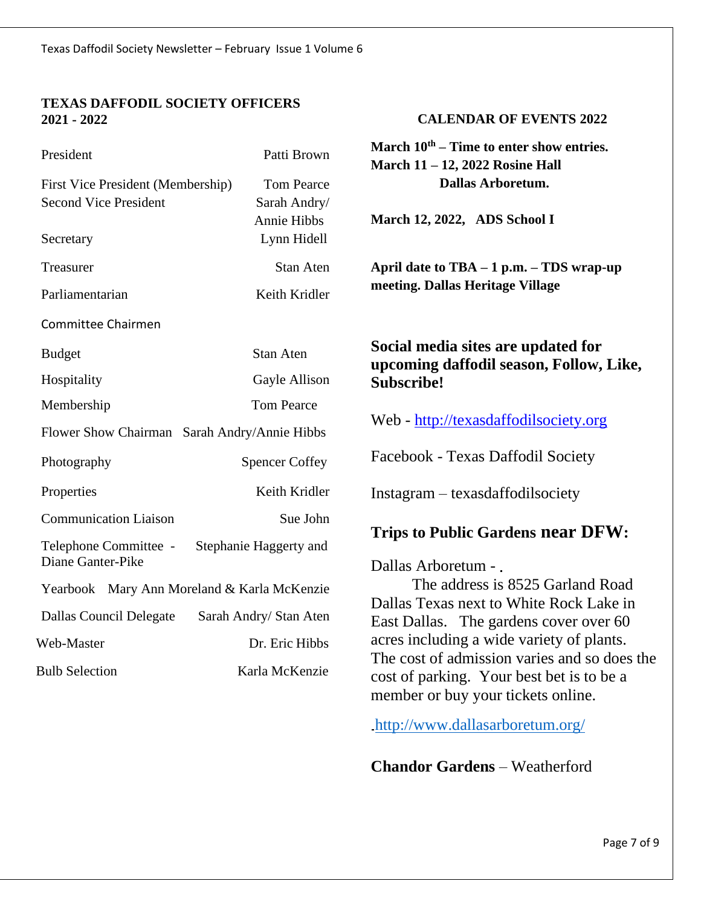## TEXAS DAFFODIL SOCIETY OFFICERS 2021 - 2022

| | |
|---|---|
| President | Patti Brown |
| First Vice President (Membership) | Tom Pearce |
| Second Vice President | Sarah Andry/ Annie Hibbs |
| Secretary | Lynn Hidell |
| Treasurer | Stan Aten |
| Parliamentarian | Keith Kridler |

Committee Chairmen

| | |
|---|---|
| Budget | Stan Aten |
| Hospitality | Gayle Allison |
| Membership | Tom Pearce |
| Flower Show Chairman | Sarah Andry/Annie Hibbs |
| Photography | Spencer Coffey |
| Properties | Keith Kridler |
| Communication Liaison | Sue John |
| Telephone Committee - | Stephanie Haggerty and Diane Ganter-Pike |
| Yearbook | Mary Ann Moreland & Karla McKenzie |
| Dallas Council Delegate | Sarah Andry/ Stan Aten |
| Web-Master | Dr. Eric Hibbs |
| Bulb Selection | Karla McKenzie |

## CALENDAR OF EVENTS 2022

**March 10th – Time to enter show entries.**
**March 11 – 12, 2022 Rosine Hall Dallas Arboretum.**

**March 12, 2022, ADS School I**

**April date to TBA – 1 p.m. – TDS wrap-up meeting. Dallas Heritage Village**

### Social media sites are updated for upcoming daffodil season, Follow, Like, Subscribe!

Web - http://texasdaffodilsociety.org

Facebook - Texas Daffodil Society

Instagram – texasdaffodilsociety

### Trips to Public Gardens near DFW:

Dallas Arboretum - .

The address is 8525 Garland Road Dallas Texas next to White Rock Lake in East Dallas. The gardens cover over 60 acres including a wide variety of plants. The cost of admission varies and so does the cost of parking. Your best bet is to be a member or buy your tickets online.

http://www.dallasarboretum.org/

**Chandor Gardens** – Weatherford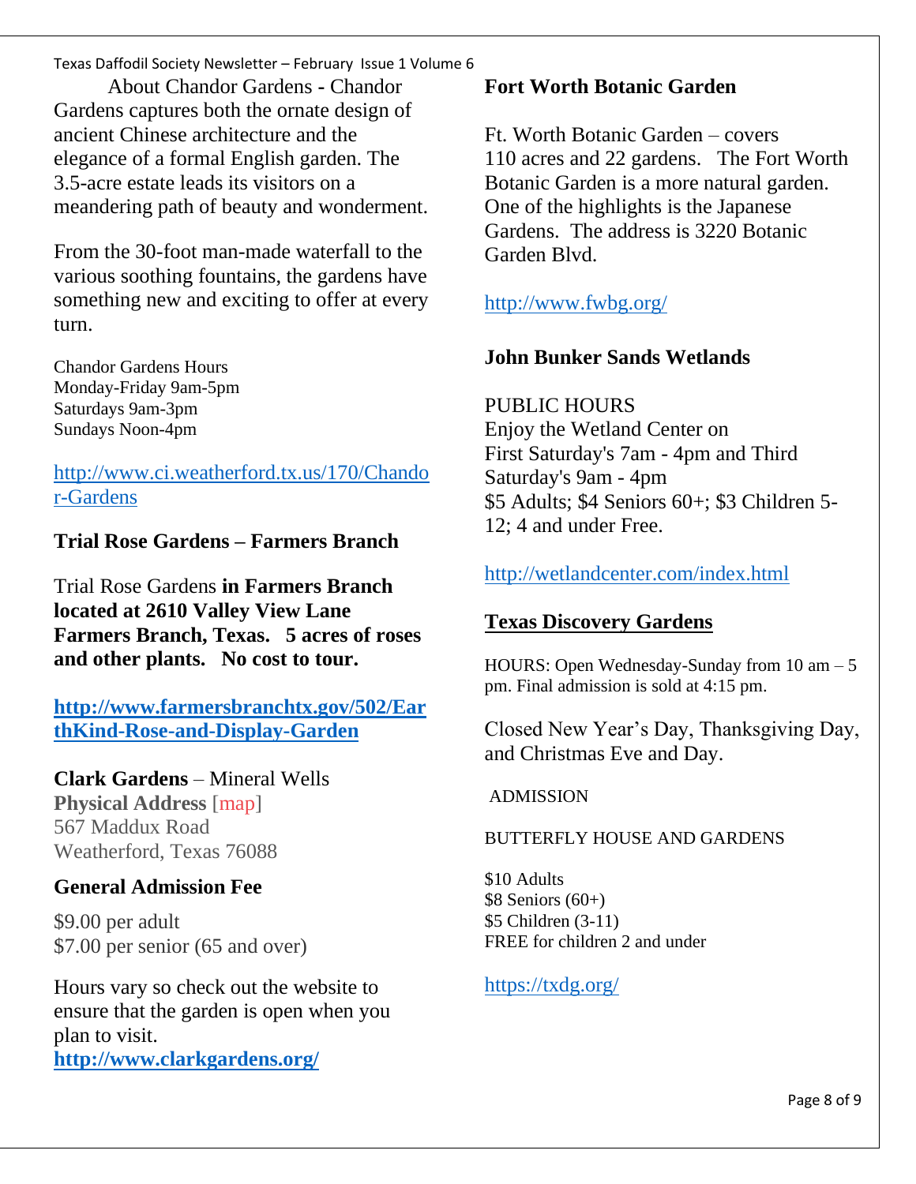About Chandor Gardens - Chandor Gardens captures both the ornate design of ancient Chinese architecture and the elegance of a formal English garden. The 3.5-acre estate leads its visitors on a meandering path of beauty and wonderment.

From the 30-foot man-made waterfall to the various soothing fountains, the gardens have something new and exciting to offer at every turn.

Chandor Gardens Hours
Monday-Friday 9am-5pm
Saturdays 9am-3pm
Sundays Noon-4pm

http://www.ci.weatherford.tx.us/170/Chandor-Gardens

**Trial Rose Gardens – Farmers Branch**

Trial Rose Gardens **in Farmers Branch located at 2610 Valley View Lane Farmers Branch, Texas. 5 acres of roses and other plants. No cost to tour.**

**http://www.farmersbranchtx.gov/502/EarthKind-Rose-and-Display-Garden**

**Clark Gardens** – Mineral Wells
**Physical Address** [map]
567 Maddux Road
Weatherford, Texas 76088

**General Admission Fee**

$9.00 per adult
$7.00 per senior (65 and over)

Hours vary so check out the website to ensure that the garden is open when you plan to visit.
**http://www.clarkgardens.org/**

**Fort Worth Botanic Garden**

Ft. Worth Botanic Garden – covers 110 acres and 22 gardens. The Fort Worth Botanic Garden is a more natural garden. One of the highlights is the Japanese Gardens. The address is 3220 Botanic Garden Blvd.

http://www.fwbg.org/

**John Bunker Sands Wetlands**

PUBLIC HOURS
Enjoy the Wetland Center on First Saturday's 7am - 4pm and Third Saturday's 9am - 4pm
$5 Adults; $4 Seniors 60+; $3 Children 5-12; 4 and under Free.

http://wetlandcenter.com/index.html

**Texas Discovery Gardens**

HOURS: Open Wednesday-Sunday from 10 am – 5 pm. Final admission is sold at 4:15 pm.

Closed New Year's Day, Thanksgiving Day, and Christmas Eve and Day.

ADMISSION

BUTTERFLY HOUSE AND GARDENS

$10 Adults
$8 Seniors (60+)
$5 Children (3-11)
FREE for children 2 and under

https://txdg.org/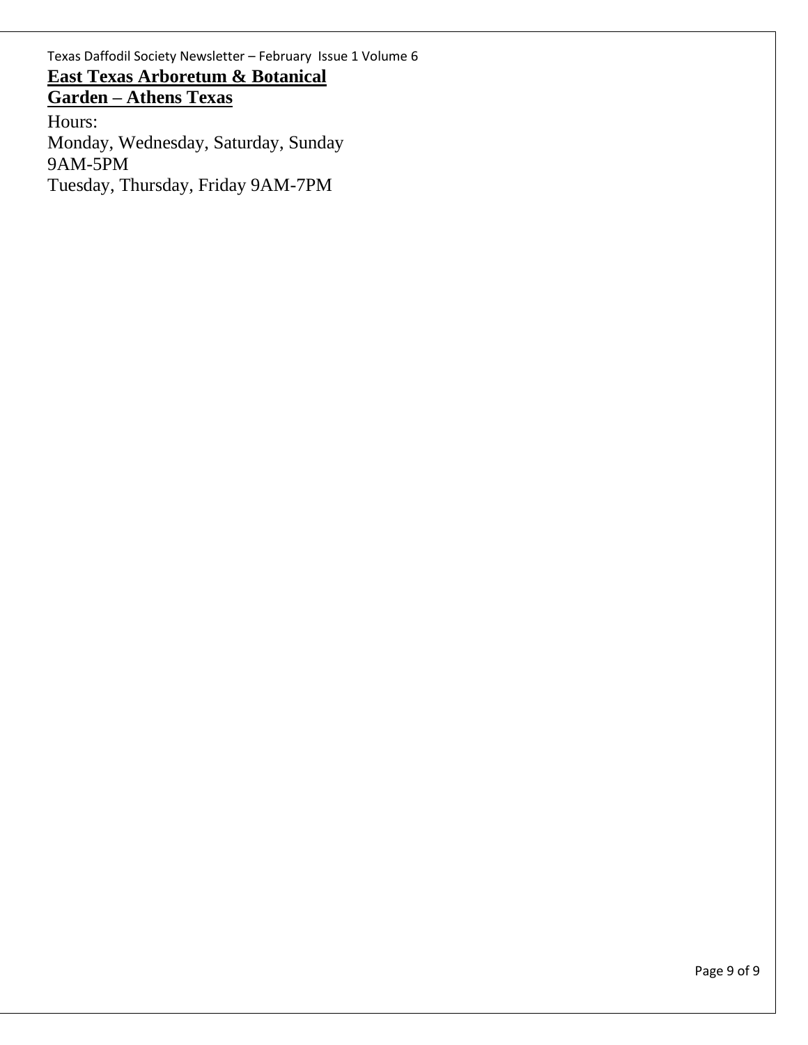## **East Texas Arboretum & Botanical Garden – Athens Texas**

Hours:
Monday, Wednesday, Saturday, Sunday
9AM-5PM
Tuesday, Thursday, Friday 9AM-7PM